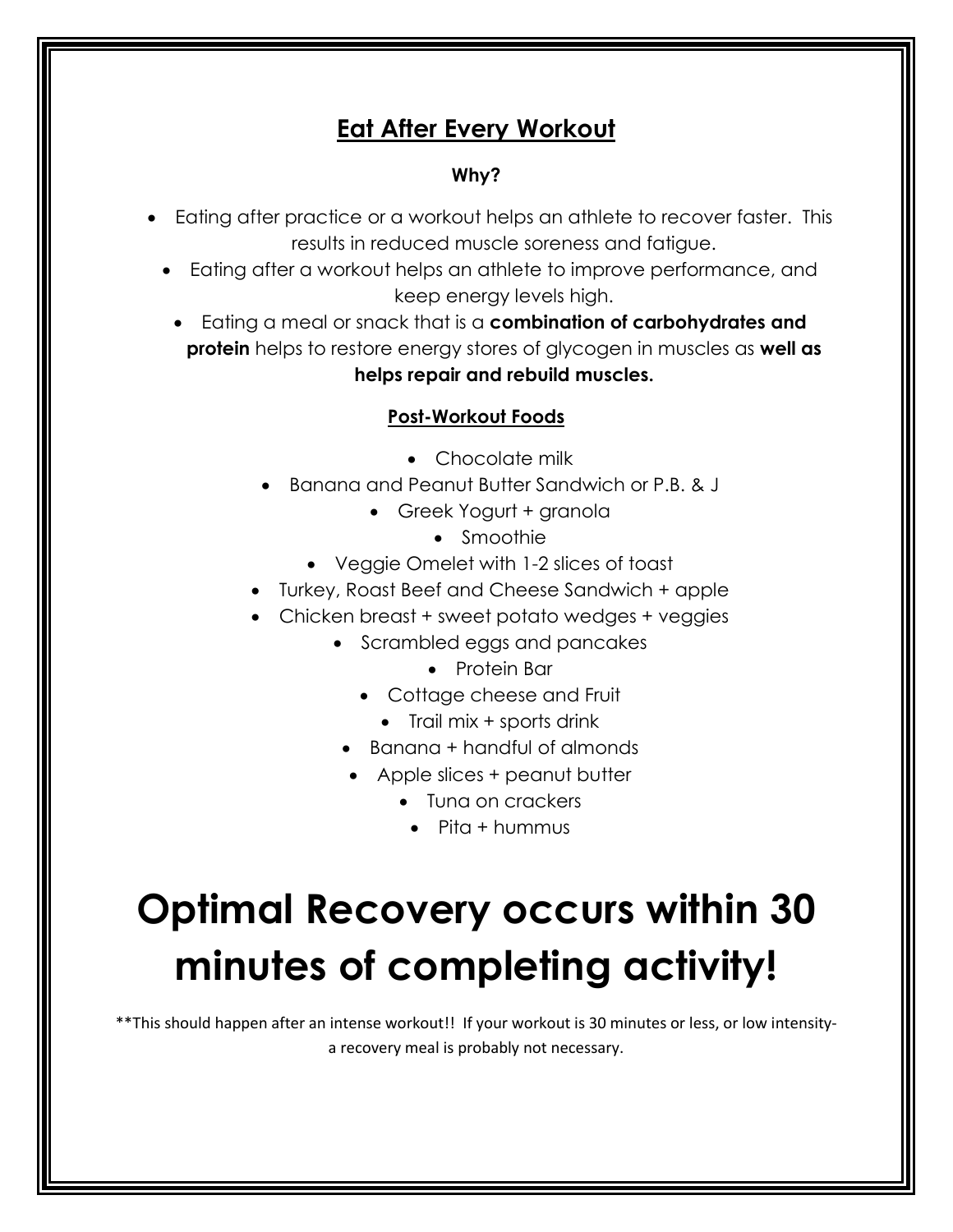## Eat After Every Workout

**Why?**

- Eating after practice or a workout helps an athlete to recover faster. This results in reduced muscle soreness and fatigue.
- Eating after a workout helps an athlete to improve performance, and keep energy levels high.
- Eating a meal or snack that is a **combination of carbohydrates and protein** helps to restore energy stores of glycogen in muscles as **well as helps repair and rebuild muscles.**

### Post-Workout Foods

- Chocolate milk
- Banana and Peanut Butter Sandwich or P.B. & J
- Greek Yogurt + granola
- Smoothie
- Veggie Omelet with 1-2 slices of toast
- Turkey, Roast Beef and Cheese Sandwich + apple
- Chicken breast + sweet potato wedges + veggies
- Scrambled eggs and pancakes
- Protein Bar
- Cottage cheese and Fruit
- Trail mix + sports drink
- Banana + handful of almonds
- Apple slices + peanut butter
- Tuna on crackers
- Pita + hummus

# Optimal Recovery occurs within 30 minutes of completing activity!

**This should happen after an intense workout!! If your workout is 30 minutes or less, or low intensity- a recovery meal is probably not necessary.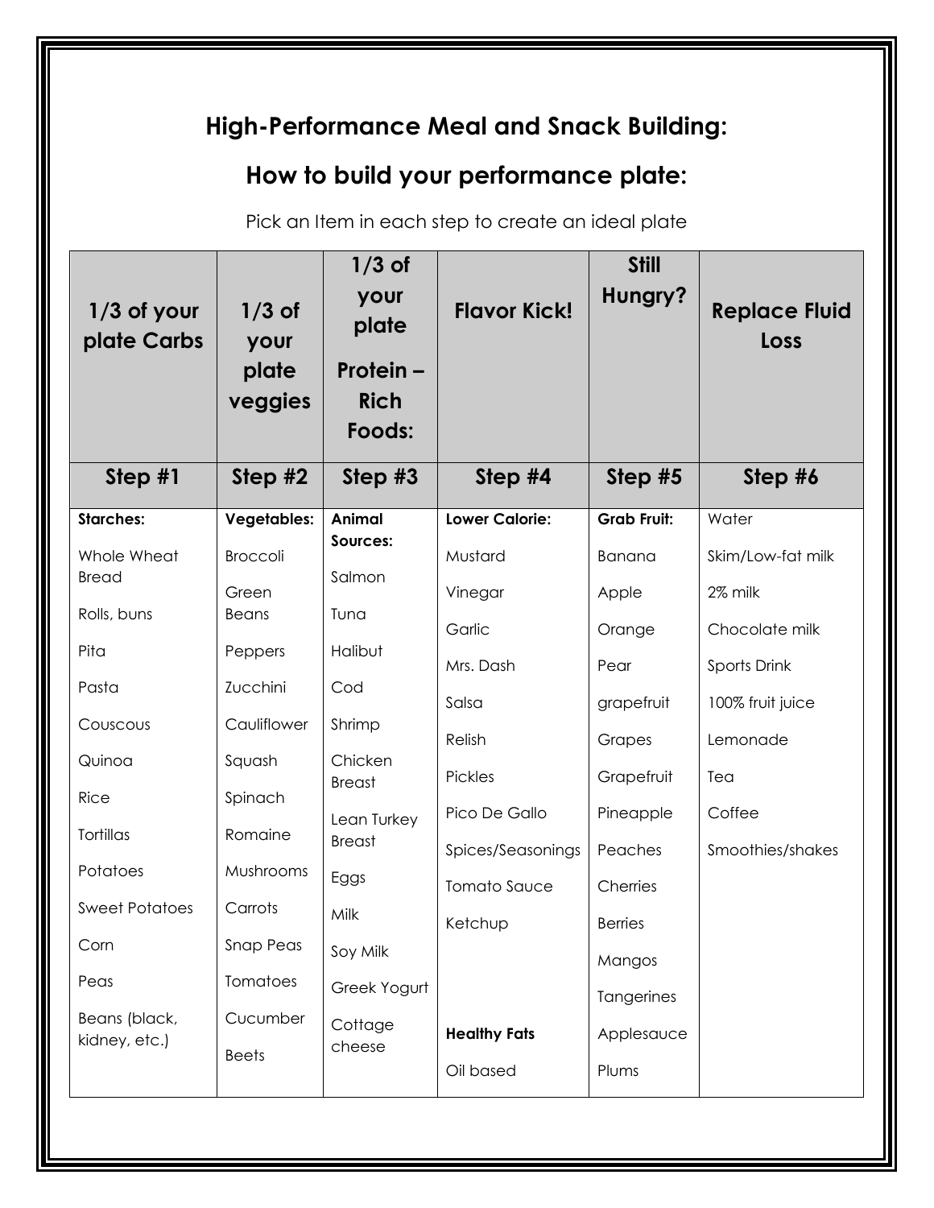## High-Performance Meal and Snack Building:

## How to build your performance plate:

Pick an Item in each step to create an ideal plate

| 1/3 of your plate Carbs | 1/3 of your plate veggies | 1/3 of your plate Protein – Rich Foods: | Flavor Kick! | Still Hungry? | Replace Fluid Loss |
|---|---|---|---|---|---|
| **Step #1** | **Step #2** | **Step #3** | **Step #4** | **Step #5** | **Step #6** |
| **Starches:** | **Vegetables:** | **Animal Sources:** | **Lower Calorie:** | **Grab Fruit:** | Water |
| Whole Wheat Bread | Broccoli | Salmon | Mustard | Banana | Skim/Low-fat milk |
| Rolls, buns | Green Beans | Tuna | Vinegar | Apple | 2% milk |
| Pita | Peppers | Halibut | Garlic | Orange | Chocolate milk |
| Pasta | Zucchini | Cod | Mrs. Dash | Pear | Sports Drink |
| Couscous | Cauliflower | Shrimp | Salsa | grapefruit | 100% fruit juice |
| Quinoa | Squash | Chicken Breast | Relish | Grapes | Lemonade |
| Rice | Spinach | Lean Turkey Breast | Pickles | Grapefruit | Tea |
| Tortillas | Romaine | Eggs | Pico De Gallo | Pineapple | Coffee |
| Potatoes | Mushrooms | Milk | Spices/Seasonings | Peaches | Smoothies/shakes |
| Sweet Potatoes | Carrots | Soy Milk | Tomato Sauce | Cherries | |
| Corn | Snap Peas | Greek Yogurt | Ketchup | Berries | |
| Peas | Tomatoes | Cottage cheese | | Mangos | |
| Beans (black, kidney, etc.) | Cucumber | | **Healthy Fats** | Tangerines | |
| | Beets | | Oil based | Applesauce | |
| | | | | Plums | |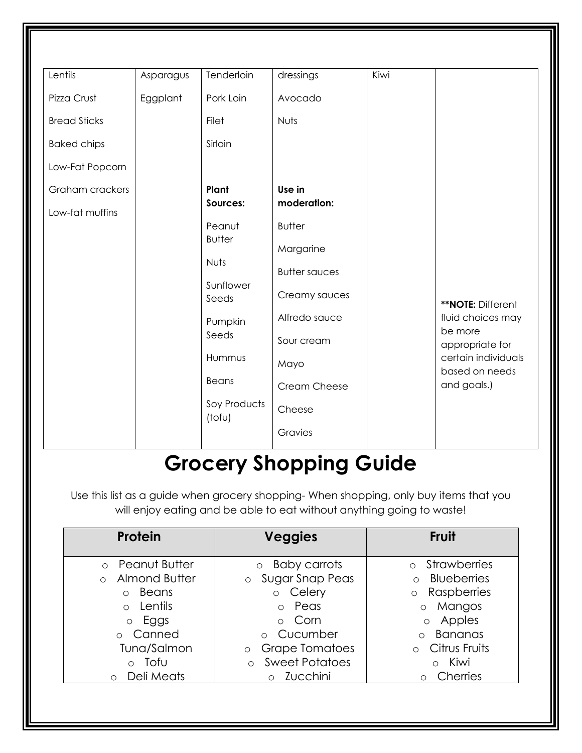| | | | | | |
|---|---|---|---|---|---|
| Lentils | Asparagus | Tenderloin | dressings | Kiwi | |
| Pizza Crust | Eggplant | Pork Loin | Avocado | | |
| Bread Sticks | | Filet | Nuts | | |
| Baked chips | | Sirloin | | | |
| Low-Fat Popcorn | | | | | |
| Graham crackers | | **Plant Sources:** | **Use in moderation:** | | |
| Low-fat muffins | | Peanut Butter | Butter | | |
| | | | Margarine | | |
| | | Nuts | Butter sauces | | |
| | | Sunflower Seeds | Creamy sauces | | **NOTE:** Different fluid choices may be more appropriate for certain individuals based on needs and goals.) |
| | | Pumpkin Seeds | Alfredo sauce | | |
| | | | Sour cream | | |
| | | Hummus | Mayo | | |
| | | Beans | Cream Cheese | | |
| | | Soy Products (tofu) | Cheese | | |
| | | | Gravies | | |

# Grocery Shopping Guide

Use this list as a guide when grocery shopping- When shopping, only buy items that you will enjoy eating and be able to eat without anything going to waste!

| Protein | Veggies | Fruit |
|---|---|---|
| ○ Peanut Butter | ○ Baby carrots | ○ Strawberries |
| ○ Almond Butter | ○ Sugar Snap Peas | ○ Blueberries |
| ○ Beans | ○ Celery | ○ Raspberries |
| ○ Lentils | ○ Peas | ○ Mangos |
| ○ Eggs | ○ Corn | ○ Apples |
| ○ Canned Tuna/Salmon | ○ Cucumber | ○ Bananas |
| | ○ Grape Tomatoes | ○ Citrus Fruits |
| ○ Tofu | ○ Sweet Potatoes | ○ Kiwi |
| ○ Deli Meats | ○ Zucchini | ○ Cherries |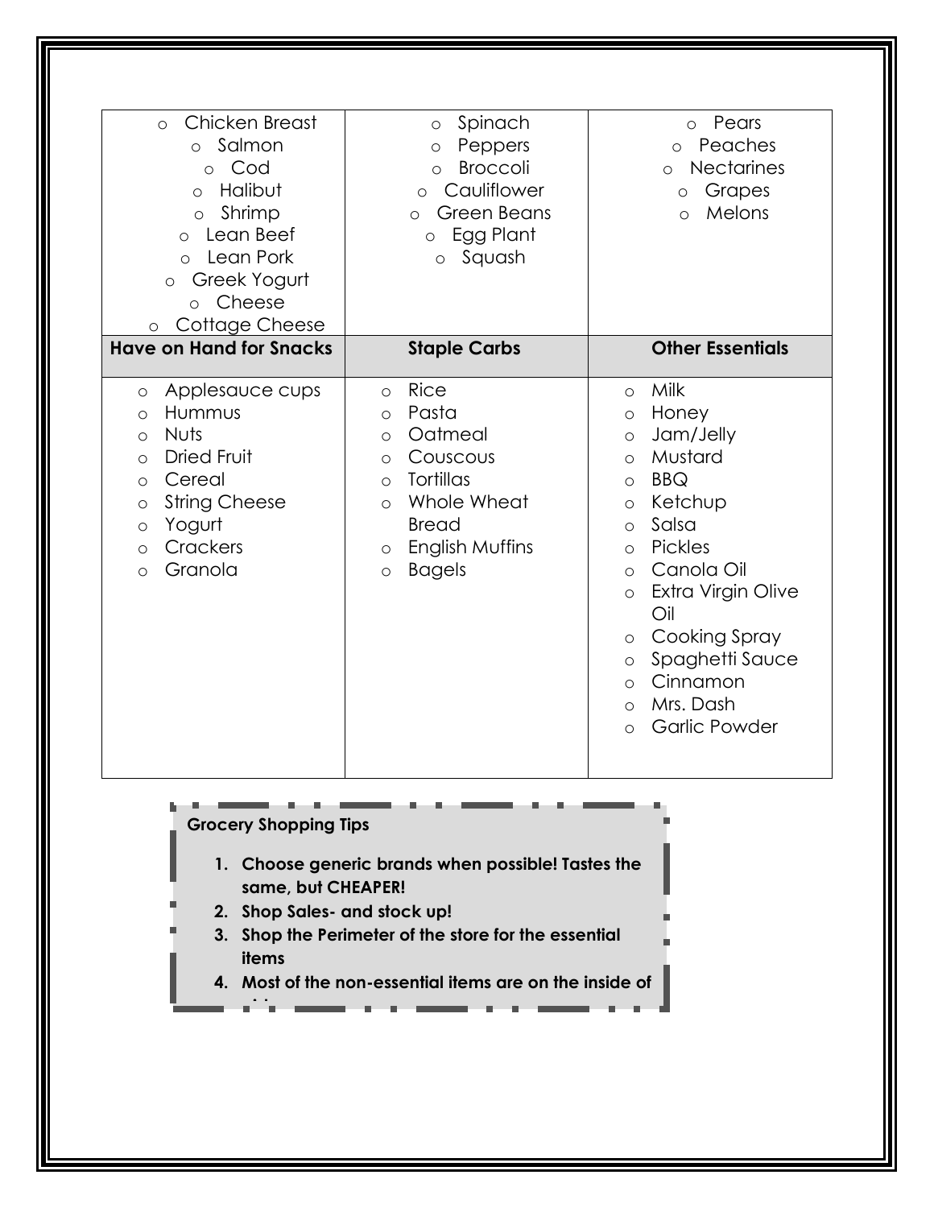| | | |
|---|---|---|
| Chicken Breast<br>Salmon<br>Cod<br>Halibut<br>Shrimp<br>Lean Beef<br>Lean Pork<br>Greek Yogurt<br>Cheese<br>Cottage Cheese | Spinach<br>Peppers<br>Broccoli<br>Cauliflower<br>Green Beans<br>Egg Plant<br>Squash | Pears<br>Peaches<br>Nectarines<br>Grapes<br>Melons |
| **Have on Hand for Snacks** | **Staple Carbs** | **Other Essentials** |
| Applesauce cups<br>Hummus<br>Nuts<br>Dried Fruit<br>Cereal<br>String Cheese<br>Yogurt<br>Crackers<br>Granola | Rice<br>Pasta<br>Oatmeal<br>Couscous<br>Tortillas<br>Whole Wheat Bread<br>English Muffins<br>Bagels | Milk<br>Honey<br>Jam/Jelly<br>Mustard<br>BBQ<br>Ketchup<br>Salsa<br>Pickles<br>Canola Oil<br>Extra Virgin Olive Oil<br>Cooking Spray<br>Spaghetti Sauce<br>Cinnamon<br>Mrs. Dash<br>Garlic Powder |

**Grocery Shopping Tips**

1. **Choose generic brands when possible! Tastes the same, but CHEAPER!**
2. **Shop Sales- and stock up!**
3. **Shop the Perimeter of the store for the essential items**
4. **Most of the non-essential items are on the inside of**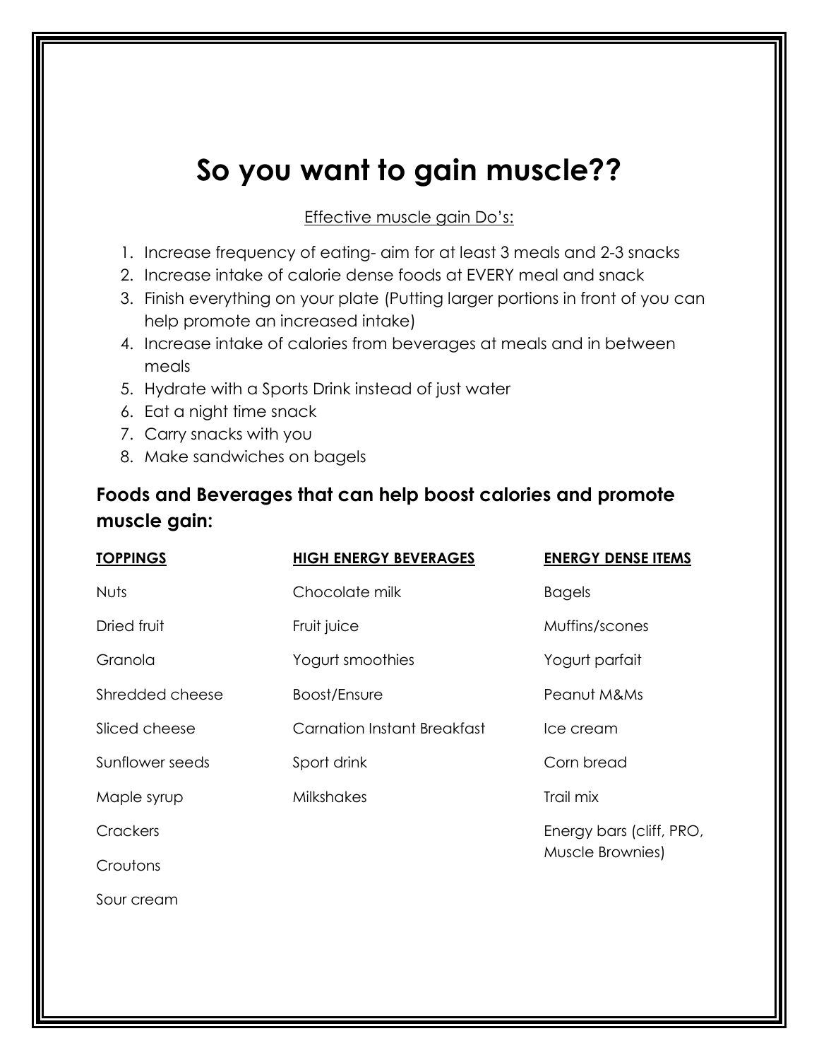# So you want to gain muscle??

Effective muscle gain Do's:

1. Increase frequency of eating- aim for at least 3 meals and 2-3 snacks
2. Increase intake of calorie dense foods at EVERY meal and snack
3. Finish everything on your plate (Putting larger portions in front of you can help promote an increased intake)
4. Increase intake of calories from beverages at meals and in between meals
5. Hydrate with a Sports Drink instead of just water
6. Eat a night time snack
7. Carry snacks with you
8. Make sandwiches on bagels

### Foods and Beverages that can help boost calories and promote muscle gain:

| TOPPINGS | HIGH ENERGY BEVERAGES | ENERGY DENSE ITEMS |
|---|---|---|
| Nuts | Chocolate milk | Bagels |
| Dried fruit | Fruit juice | Muffins/scones |
| Granola | Yogurt smoothies | Yogurt parfait |
| Shredded cheese | Boost/Ensure | Peanut M&Ms |
| Sliced cheese | Carnation Instant Breakfast | Ice cream |
| Sunflower seeds | Sport drink | Corn bread |
| Maple syrup | Milkshakes | Trail mix |
| Crackers | | Energy bars (cliff, PRO, Muscle Brownies) |
| Croutons | | |
| Sour cream | | |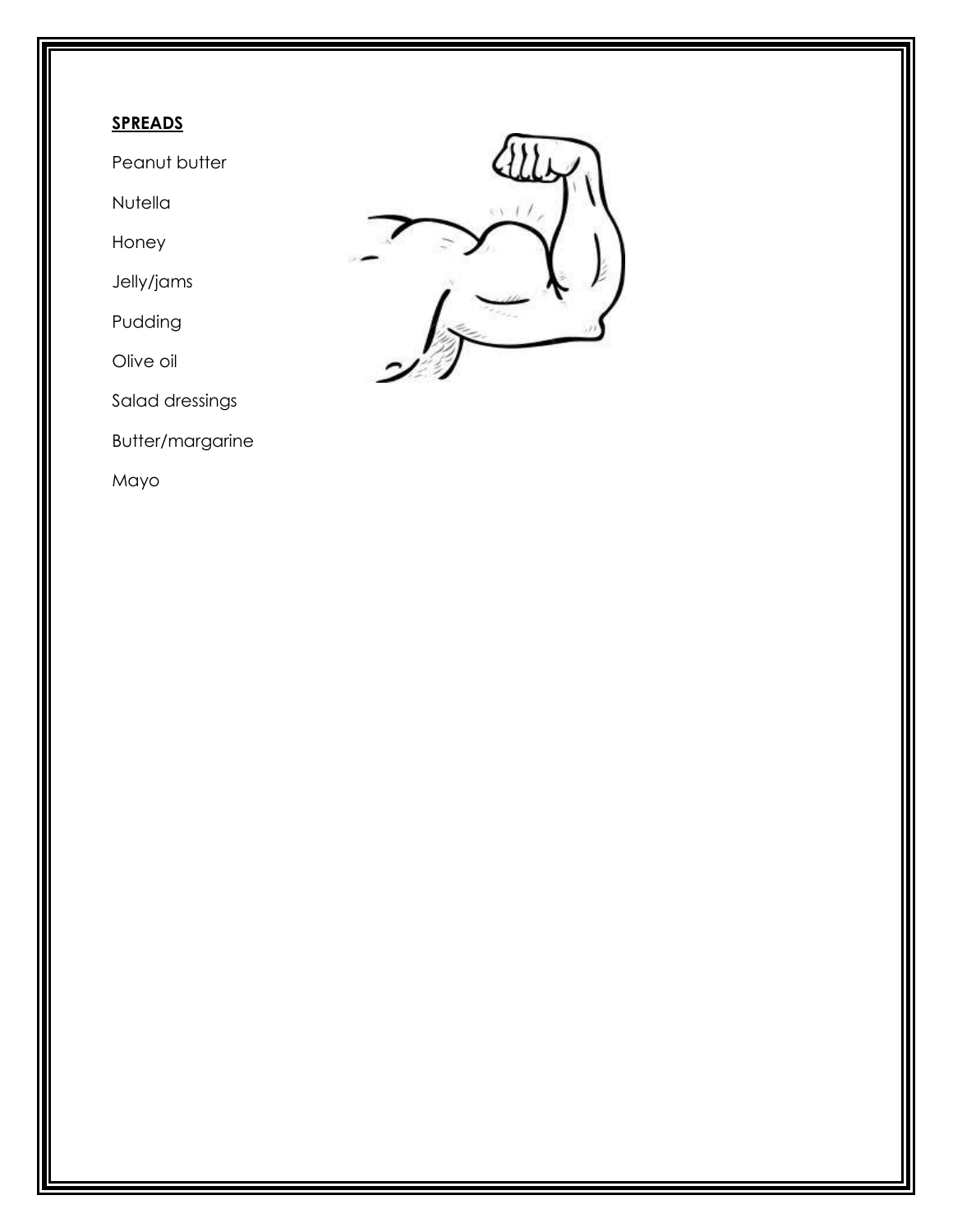**SPREADS**

Peanut butter

Nutella

Honey

Jelly/jams

Pudding

Olive oil

Salad dressings

Butter/margarine

Mayo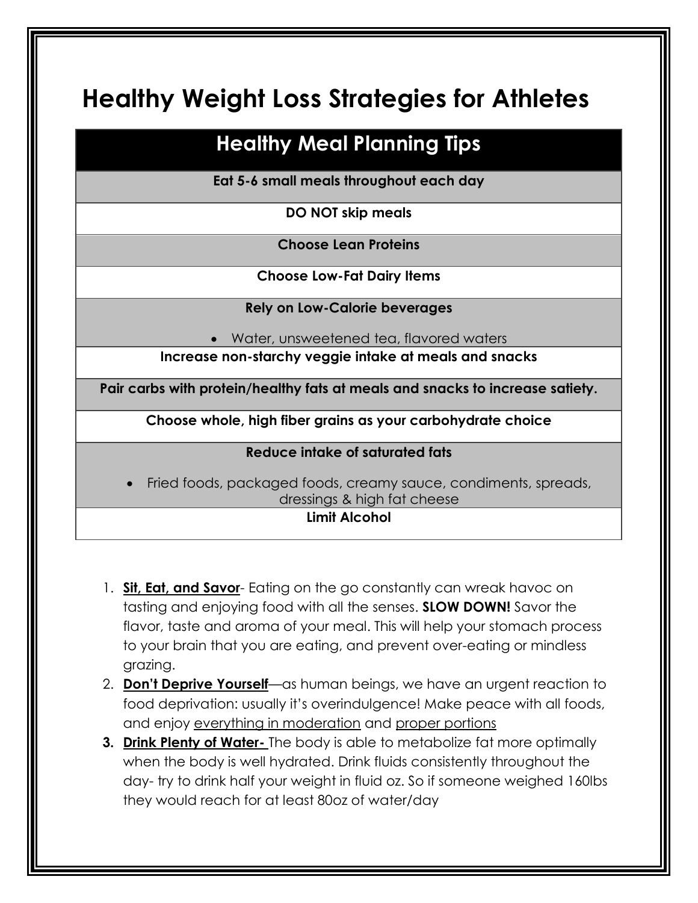# Healthy Weight Loss Strategies for Athletes

| Healthy Meal Planning Tips |
|---|
| **Eat 5-6 small meals throughout each day** |
| **DO NOT skip meals** |
| **Choose Lean Proteins** |
| **Choose Low-Fat Dairy Items** |
| **Rely on Low-Calorie beverages**<br>• Water, unsweetened tea, flavored waters |
| **Increase non-starchy veggie intake at meals and snacks** |
| **Pair carbs with protein/healthy fats at meals and snacks to increase satiety.** |
| **Choose whole, high fiber grains as your carbohydrate choice** |
| **Reduce intake of saturated fats**<br>• Fried foods, packaged foods, creamy sauce, condiments, spreads, dressings & high fat cheese |
| **Limit Alcohol** |

1. **Sit, Eat, and Savor**- Eating on the go constantly can wreak havoc on tasting and enjoying food with all the senses. **SLOW DOWN!** Savor the flavor, taste and aroma of your meal. This will help your stomach process to your brain that you are eating, and prevent over-eating or mindless grazing.
2. **Don't Deprive Yourself**—as human beings, we have an urgent reaction to food deprivation: usually it's overindulgence! Make peace with all foods, and enjoy everything in moderation and proper portions
3. **Drink Plenty of Water-** The body is able to metabolize fat more optimally when the body is well hydrated. Drink fluids consistently throughout the day- try to drink half your weight in fluid oz. So if someone weighed 160lbs they would reach for at least 80oz of water/day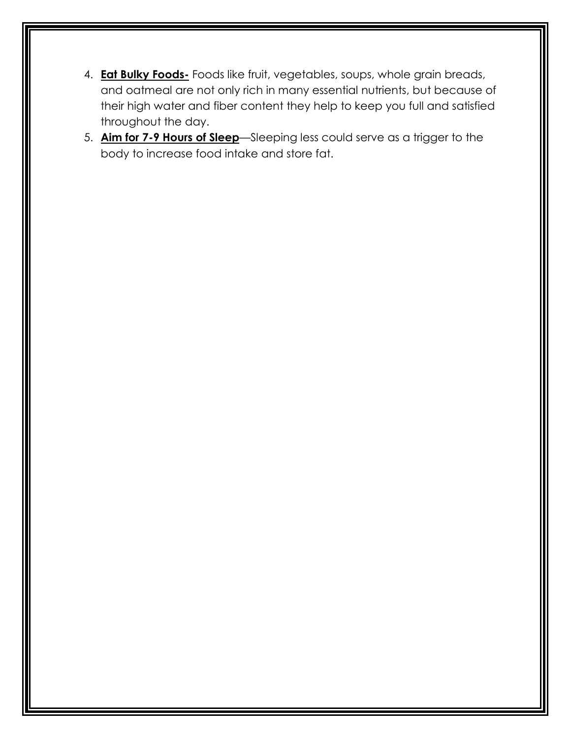4. **Eat Bulky Foods-** Foods like fruit, vegetables, soups, whole grain breads, and oatmeal are not only rich in many essential nutrients, but because of their high water and fiber content they help to keep you full and satisfied throughout the day.
5. **Aim for 7-9 Hours of Sleep**—Sleeping less could serve as a trigger to the body to increase food intake and store fat.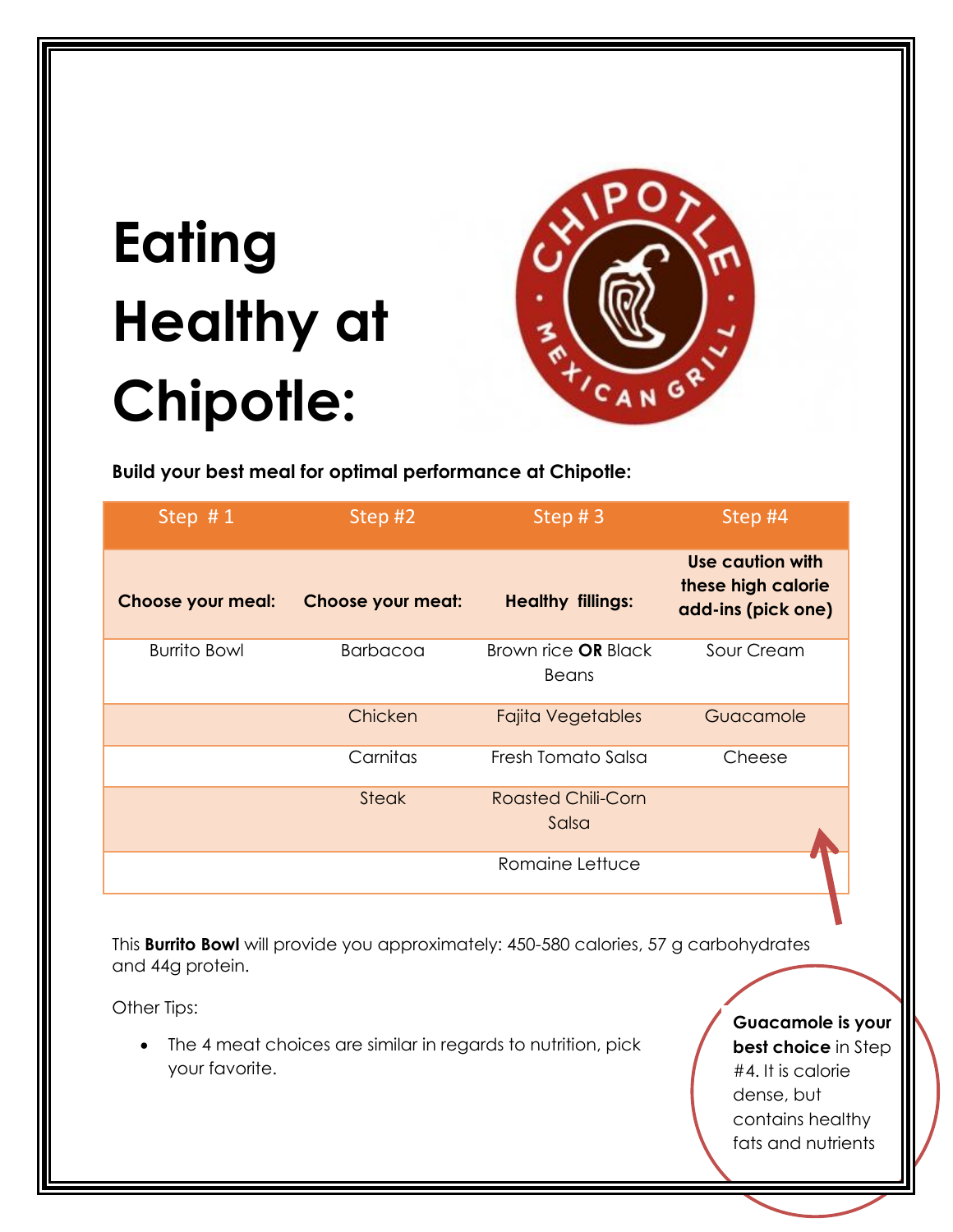# Eating Healthy at Chipotle:

**Build your best meal for optimal performance at Chipotle:**

| Step # 1 | Step #2 | Step # 3 | Step #4 |
|---|---|---|---|
| **Choose your meal:** | **Choose your meat:** | **Healthy fillings:** | **Use caution with these high calorie add-ins (pick one)** |
| Burrito Bowl | Barbacoa | Brown rice **OR** Black Beans | Sour Cream |
| | Chicken | Fajita Vegetables | Guacamole |
| | Carnitas | Fresh Tomato Salsa | Cheese |
| | Steak | Roasted Chili-Corn Salsa | |
| | | Romaine Lettuce | |

This **Burrito Bowl** will provide you approximately: 450-580 calories, 57 g carbohydrates and 44g protein.

Other Tips:

- The 4 meat choices are similar in regards to nutrition, pick your favorite.

**Guacamole is your best choice** in Step #4. It is calorie dense, but contains healthy fats and nutrients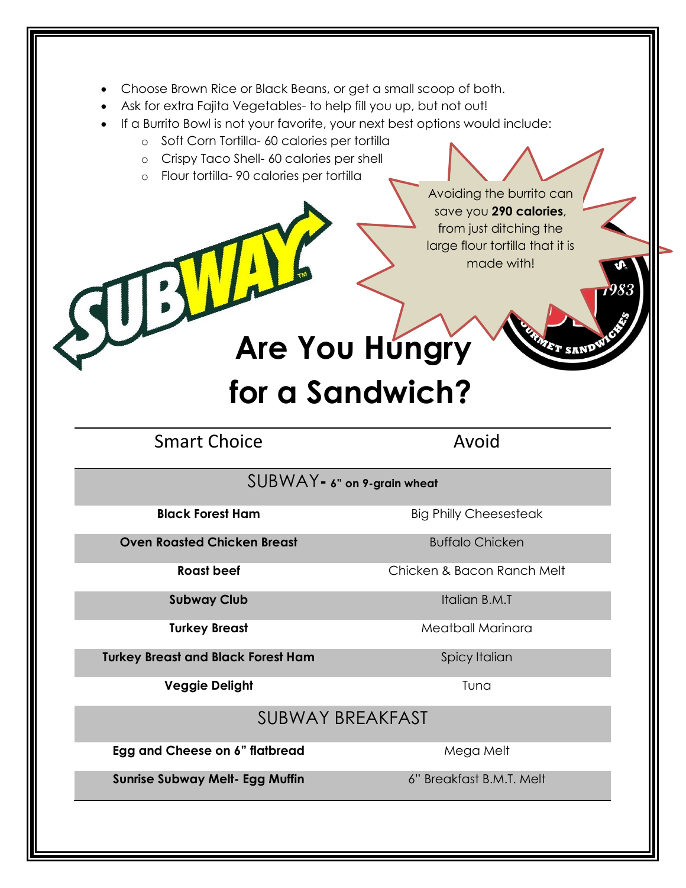- Choose Brown Rice or Black Beans, or get a small scoop of both.
- Ask for extra Fajita Vegetables- to help fill you up, but not out!
- If a Burrito Bowl is not your favorite, your next best options would include:
  - Soft Corn Tortilla- 60 calories per tortilla
  - Crispy Taco Shell- 60 calories per shell
  - Flour tortilla- 90 calories per tortilla

Avoiding the burrito can save you **290 calories**, from just ditching the large flour tortilla that it is made with!

# Are You Hungry for a Sandwich?

| Smart Choice | Avoid |
|---|---|
| SUBWAY- **6" on 9-grain wheat** | |
| **Black Forest Ham** | Big Philly Cheesesteak |
| **Oven Roasted Chicken Breast** | Buffalo Chicken |
| **Roast beef** | Chicken & Bacon Ranch Melt |
| **Subway Club** | Italian B.M.T |
| **Turkey Breast** | Meatball Marinara |
| **Turkey Breast and Black Forest Ham** | Spicy Italian |
| **Veggie Delight** | Tuna |
| SUBWAY BREAKFAST | |
| **Egg and Cheese on 6" flatbread** | Mega Melt |
| **Sunrise Subway Melt- Egg Muffin** | 6" Breakfast B.M.T. Melt |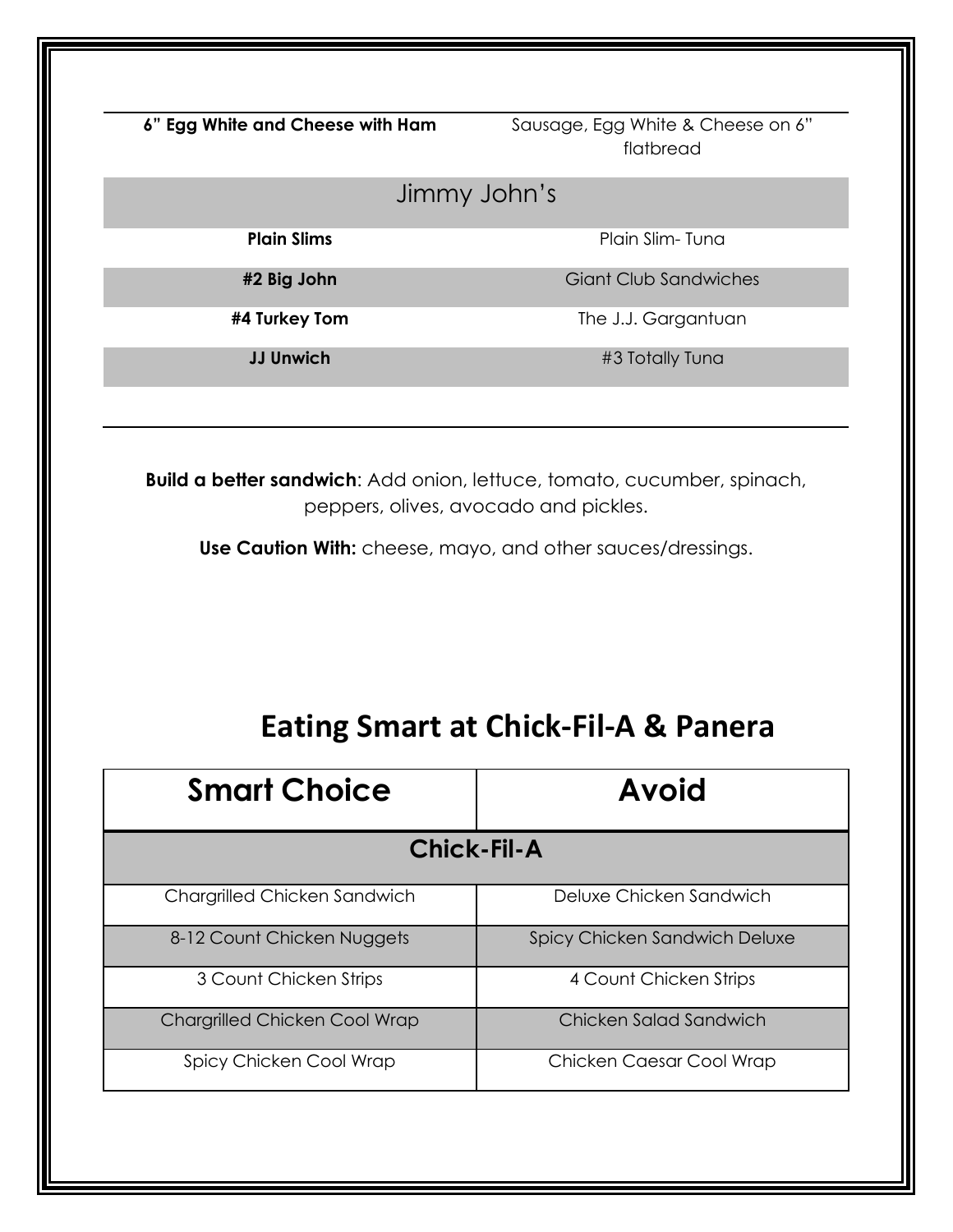| | |
|---|---|
| **6" Egg White and Cheese with Ham** | Sausage, Egg White & Cheese on 6" flatbread |
| Jimmy John's | |
| **Plain Slims** | Plain Slim- Tuna |
| **#2 Big John** | Giant Club Sandwiches |
| **#4 Turkey Tom** | The J.J. Gargantuan |
| **JJ Unwich** | #3 Totally Tuna |

**Build a better sandwich**: Add onion, lettuce, tomato, cucumber, spinach, peppers, olives, avocado and pickles.

**Use Caution With:** cheese, mayo, and other sauces/dressings.

# Eating Smart at Chick-Fil-A & Panera

| Smart Choice | Avoid |
|---|---|
| **Chick-Fil-A** | |
| Chargrilled Chicken Sandwich | Deluxe Chicken Sandwich |
| 8-12 Count Chicken Nuggets | Spicy Chicken Sandwich Deluxe |
| 3 Count Chicken Strips | 4 Count Chicken Strips |
| Chargrilled Chicken Cool Wrap | Chicken Salad Sandwich |
| Spicy Chicken Cool Wrap | Chicken Caesar Cool Wrap |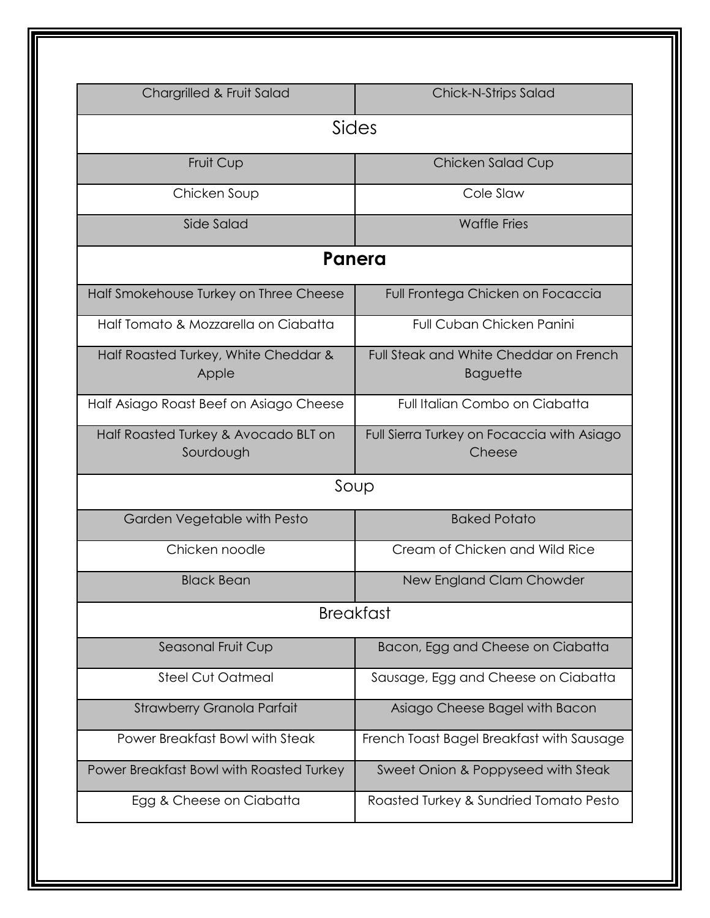| Chargrilled & Fruit Salad | Chick-N-Strips Salad |
|---|---|
| **Sides** | |
| Fruit Cup | Chicken Salad Cup |
| Chicken Soup | Cole Slaw |
| Side Salad | Waffle Fries |
| **Panera** | |
| Half Smokehouse Turkey on Three Cheese | Full Frontega Chicken on Focaccia |
| Half Tomato & Mozzarella on Ciabatta | Full Cuban Chicken Panini |
| Half Roasted Turkey, White Cheddar & Apple | Full Steak and White Cheddar on French Baguette |
| Half Asiago Roast Beef on Asiago Cheese | Full Italian Combo on Ciabatta |
| Half Roasted Turkey & Avocado BLT on Sourdough | Full Sierra Turkey on Focaccia with Asiago Cheese |
| **Soup** | |
| Garden Vegetable with Pesto | Baked Potato |
| Chicken noodle | Cream of Chicken and Wild Rice |
| Black Bean | New England Clam Chowder |
| **Breakfast** | |
| Seasonal Fruit Cup | Bacon, Egg and Cheese on Ciabatta |
| Steel Cut Oatmeal | Sausage, Egg and Cheese on Ciabatta |
| Strawberry Granola Parfait | Asiago Cheese Bagel with Bacon |
| Power Breakfast Bowl with Steak | French Toast Bagel Breakfast with Sausage |
| Power Breakfast Bowl with Roasted Turkey | Sweet Onion & Poppyseed with Steak |
| Egg & Cheese on Ciabatta | Roasted Turkey & Sundried Tomato Pesto |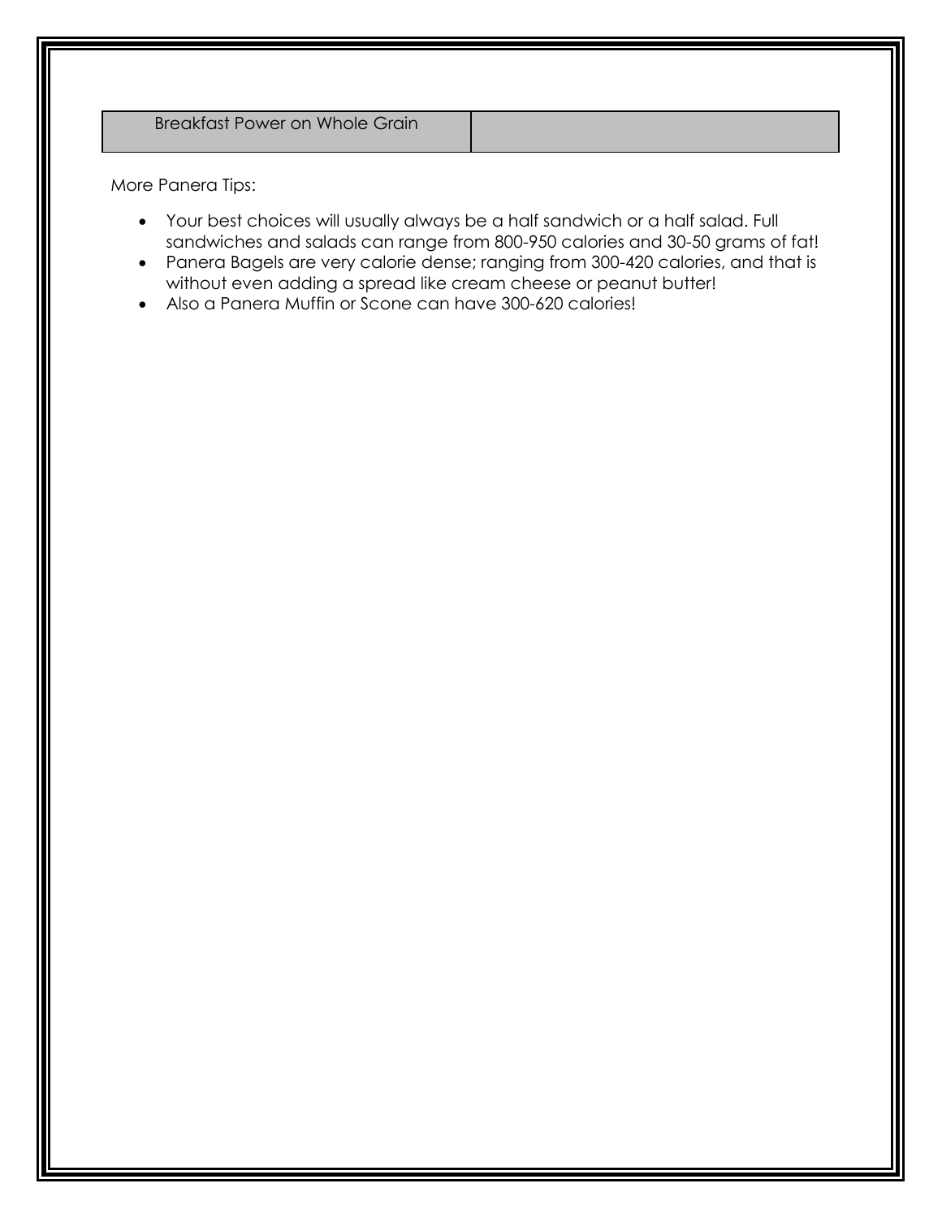| Breakfast Power on Whole Grain | |
|---|---|

More Panera Tips:

- Your best choices will usually always be a half sandwich or a half salad. Full sandwiches and salads can range from 800-950 calories and 30-50 grams of fat!
- Panera Bagels are very calorie dense; ranging from 300-420 calories, and that is without even adding a spread like cream cheese or peanut butter!
- Also a Panera Muffin or Scone can have 300-620 calories!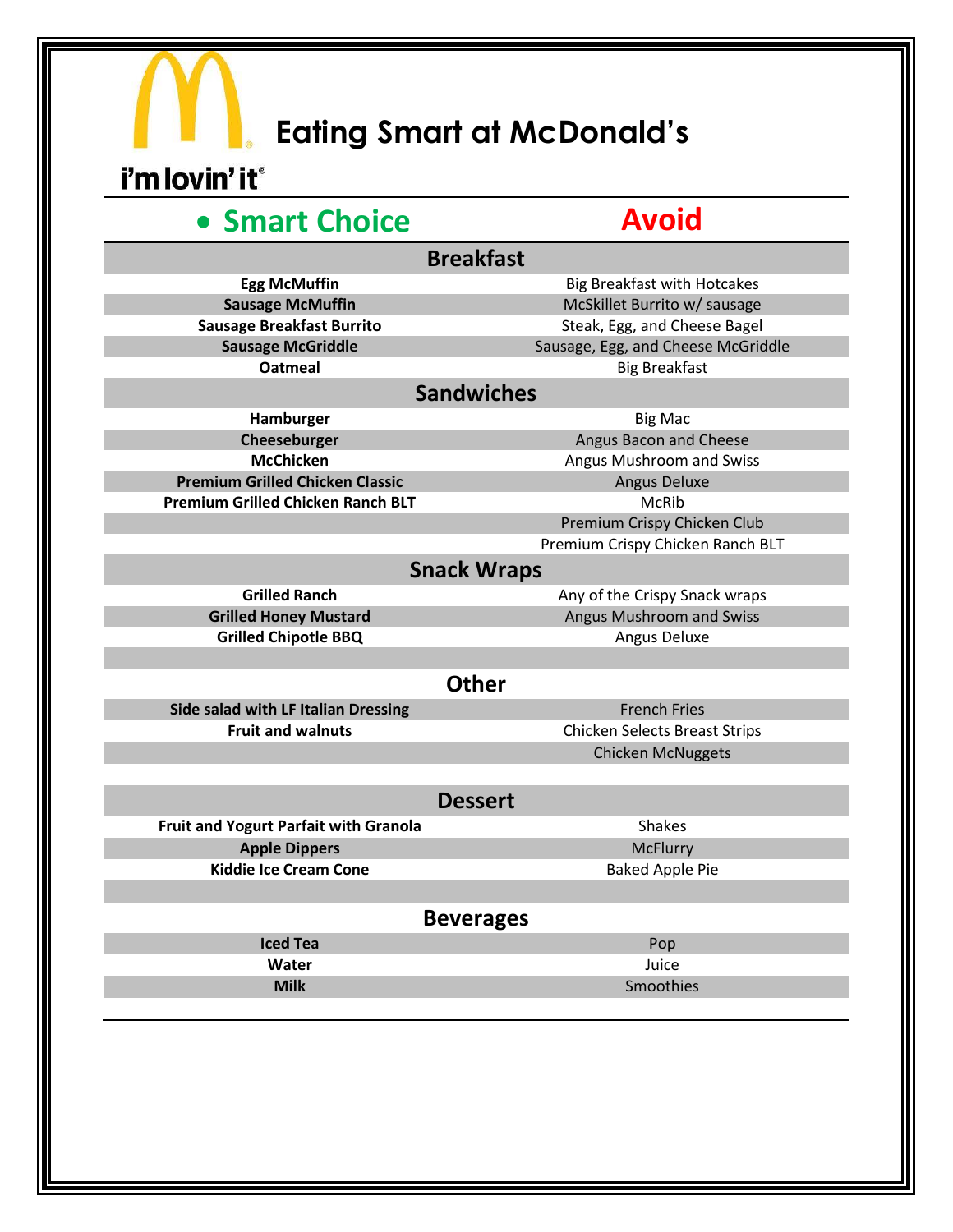# Eating Smart at McDonald's

i'm lovin' it®

| Smart Choice | Avoid |
|---|---|
| **Breakfast** | |
| **Egg McMuffin** | Big Breakfast with Hotcakes |
| **Sausage McMuffin** | McSkillet Burrito w/ sausage |
| **Sausage Breakfast Burrito** | Steak, Egg, and Cheese Bagel |
| **Sausage McGriddle** | Sausage, Egg, and Cheese McGriddle |
| **Oatmeal** | Big Breakfast |
| **Sandwiches** | |
| **Hamburger** | Big Mac |
| **Cheeseburger** | Angus Bacon and Cheese |
| **McChicken** | Angus Mushroom and Swiss |
| **Premium Grilled Chicken Classic** | Angus Deluxe |
| **Premium Grilled Chicken Ranch BLT** | McRib |
| | Premium Crispy Chicken Club |
| | Premium Crispy Chicken Ranch BLT |
| **Snack Wraps** | |
| **Grilled Ranch** | Any of the Crispy Snack wraps |
| **Grilled Honey Mustard** | Angus Mushroom and Swiss |
| **Grilled Chipotle BBQ** | Angus Deluxe |
| **Other** | |
| **Side salad with LF Italian Dressing** | French Fries |
| **Fruit and walnuts** | Chicken Selects Breast Strips |
| | Chicken McNuggets |
| **Dessert** | |
| **Fruit and Yogurt Parfait with Granola** | Shakes |
| **Apple Dippers** | McFlurry |
| **Kiddie Ice Cream Cone** | Baked Apple Pie |
| **Beverages** | |
| **Iced Tea** | Pop |
| **Water** | Juice |
| **Milk** | Smoothies |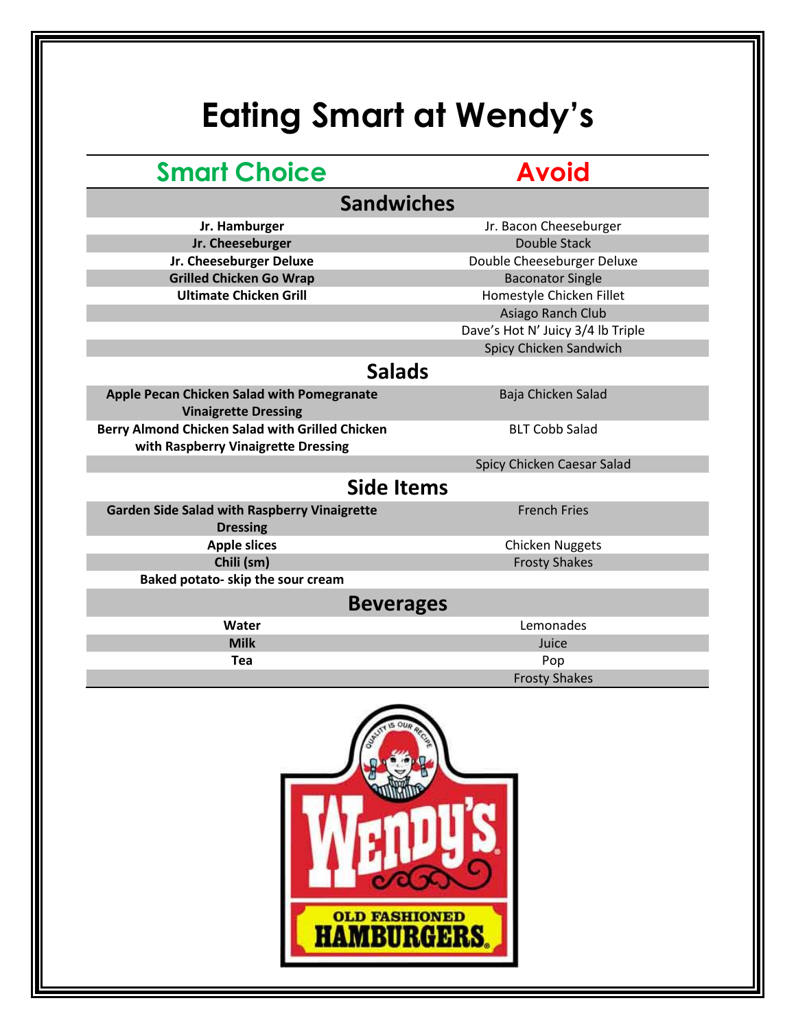# Eating Smart at Wendy's

| Smart Choice | Avoid |
|---|---|
| **Sandwiches** | |
| **Jr. Hamburger** | Jr. Bacon Cheeseburger |
| **Jr. Cheeseburger** | Double Stack |
| **Jr. Cheeseburger Deluxe** | Double Cheeseburger Deluxe |
| **Grilled Chicken Go Wrap** | Baconator Single |
| **Ultimate Chicken Grill** | Homestyle Chicken Fillet |
| | Asiago Ranch Club |
| | Dave's Hot N' Juicy 3/4 lb Triple |
| | Spicy Chicken Sandwich |
| **Salads** | |
| **Apple Pecan Chicken Salad with Pomegranate Vinaigrette Dressing** | Baja Chicken Salad |
| **Berry Almond Chicken Salad with Grilled Chicken with Raspberry Vinaigrette Dressing** | BLT Cobb Salad |
| | Spicy Chicken Caesar Salad |
| **Side Items** | |
| **Garden Side Salad with Raspberry Vinaigrette Dressing** | French Fries |
| **Apple slices** | Chicken Nuggets |
| **Chili (sm)** | Frosty Shakes |
| **Baked potato- skip the sour cream** | |
| **Beverages** | |
| **Water** | Lemonades |
| **Milk** | Juice |
| **Tea** | Pop |
| | Frosty Shakes |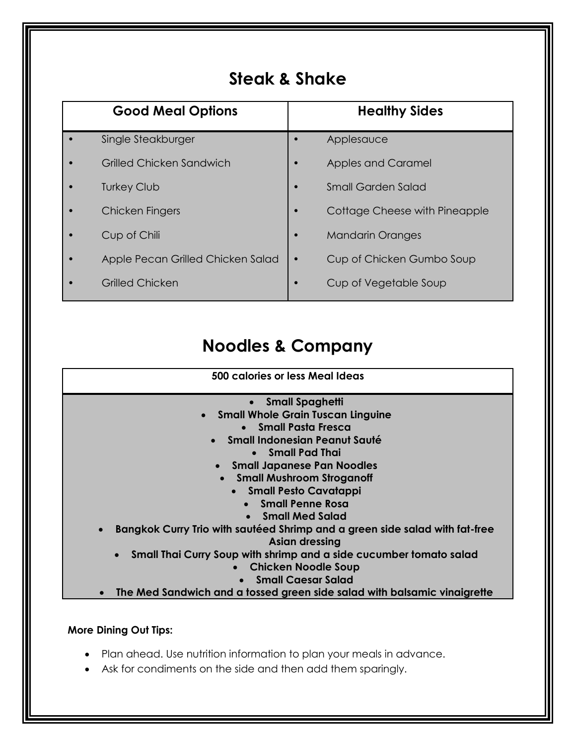## Steak & Shake

| Good Meal Options | Healthy Sides |
|---|---|
| • Single Steakburger | • Applesauce |
| • Grilled Chicken Sandwich | • Apples and Caramel |
| • Turkey Club | • Small Garden Salad |
| • Chicken Fingers | • Cottage Cheese with Pineapple |
| • Cup of Chili | • Mandarin Oranges |
| • Apple Pecan Grilled Chicken Salad | • Cup of Chicken Gumbo Soup |
| • Grilled Chicken | • Cup of Vegetable Soup |

## Noodles & Company

| 500 calories or less Meal Ideas |
|---|
| • **Small Spaghetti**<br>• **Small Whole Grain Tuscan Linguine**<br>• **Small Pasta Fresca**<br>• **Small Indonesian Peanut Sauté**<br>• **Small Pad Thai**<br>• **Small Japanese Pan Noodles**<br>• **Small Mushroom Stroganoff**<br>• **Small Pesto Cavatappi**<br>• **Small Penne Rosa**<br>• **Small Med Salad**<br>• **Bangkok Curry Trio with sautéed Shrimp and a green side salad with fat-free Asian dressing**<br>• **Small Thai Curry Soup with shrimp and a side cucumber tomato salad**<br>• **Chicken Noodle Soup**<br>• **Small Caesar Salad**<br>• **The Med Sandwich and a tossed green side salad with balsamic vinaigrette** |

**More Dining Out Tips:**

- Plan ahead. Use nutrition information to plan your meals in advance.
- Ask for condiments on the side and then add them sparingly.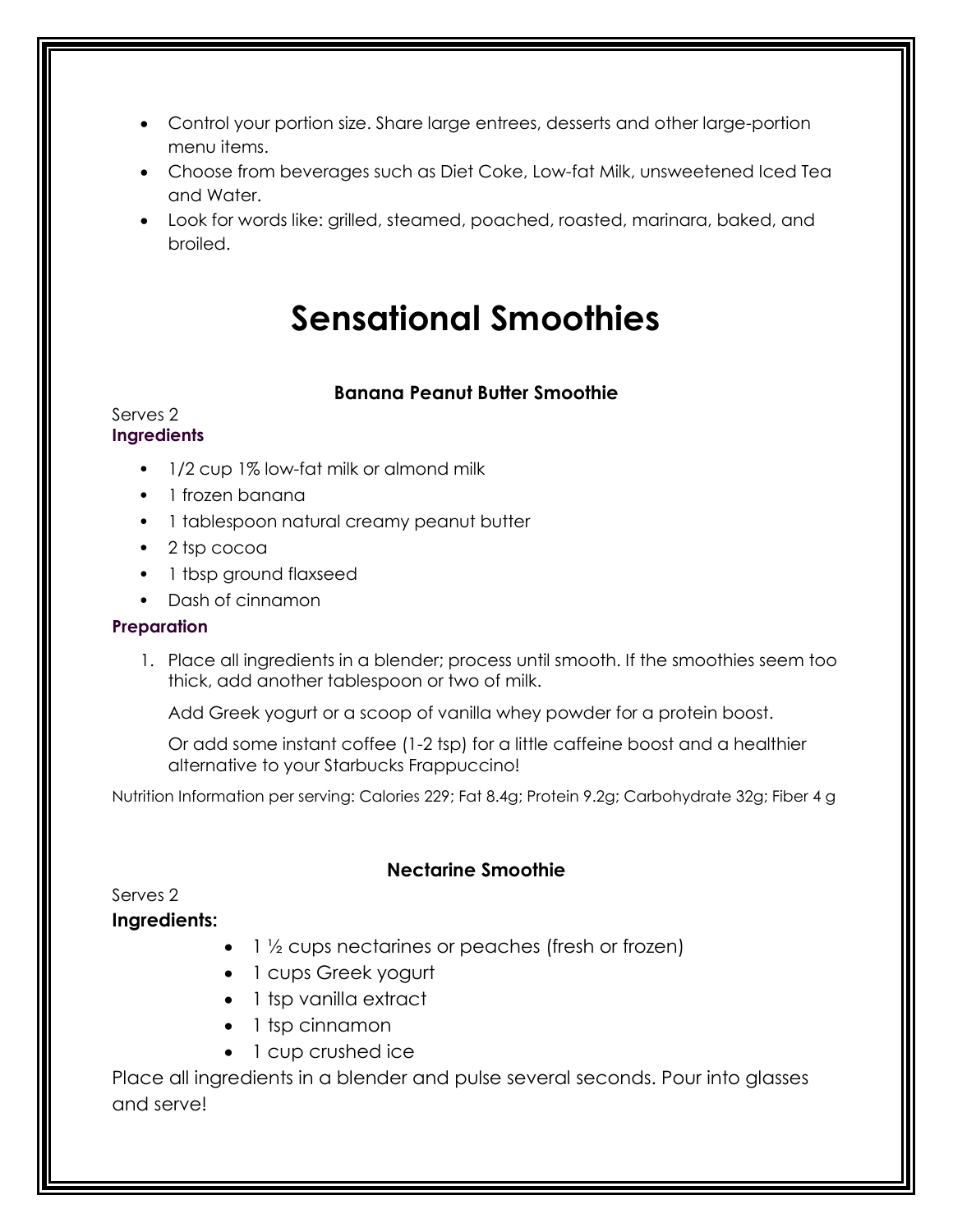- Control your portion size. Share large entrees, desserts and other large-portion menu items.
- Choose from beverages such as Diet Coke, Low-fat Milk, unsweetened Iced Tea and Water.
- Look for words like: grilled, steamed, poached, roasted, marinara, baked, and broiled.

# Sensational Smoothies

### Banana Peanut Butter Smoothie

Serves 2

**Ingredients**

- 1/2 cup 1% low-fat milk or almond milk
- 1 frozen banana
- 1 tablespoon natural creamy peanut butter
- 2 tsp cocoa
- 1 tbsp ground flaxseed
- Dash of cinnamon

**Preparation**

1. Place all ingredients in a blender; process until smooth. If the smoothies seem too thick, add another tablespoon or two of milk.

   Add Greek yogurt or a scoop of vanilla whey powder for a protein boost.

   Or add some instant coffee (1-2 tsp) for a little caffeine boost and a healthier alternative to your Starbucks Frappuccino!

Nutrition Information per serving: Calories 229; Fat 8.4g; Protein 9.2g; Carbohydrate 32g; Fiber 4 g

### Nectarine Smoothie

Serves 2

**Ingredients:**

- 1 ½ cups nectarines or peaches (fresh or frozen)
- 1 cups Greek yogurt
- 1 tsp vanilla extract
- 1 tsp cinnamon
- 1 cup crushed ice

Place all ingredients in a blender and pulse several seconds. Pour into glasses and serve!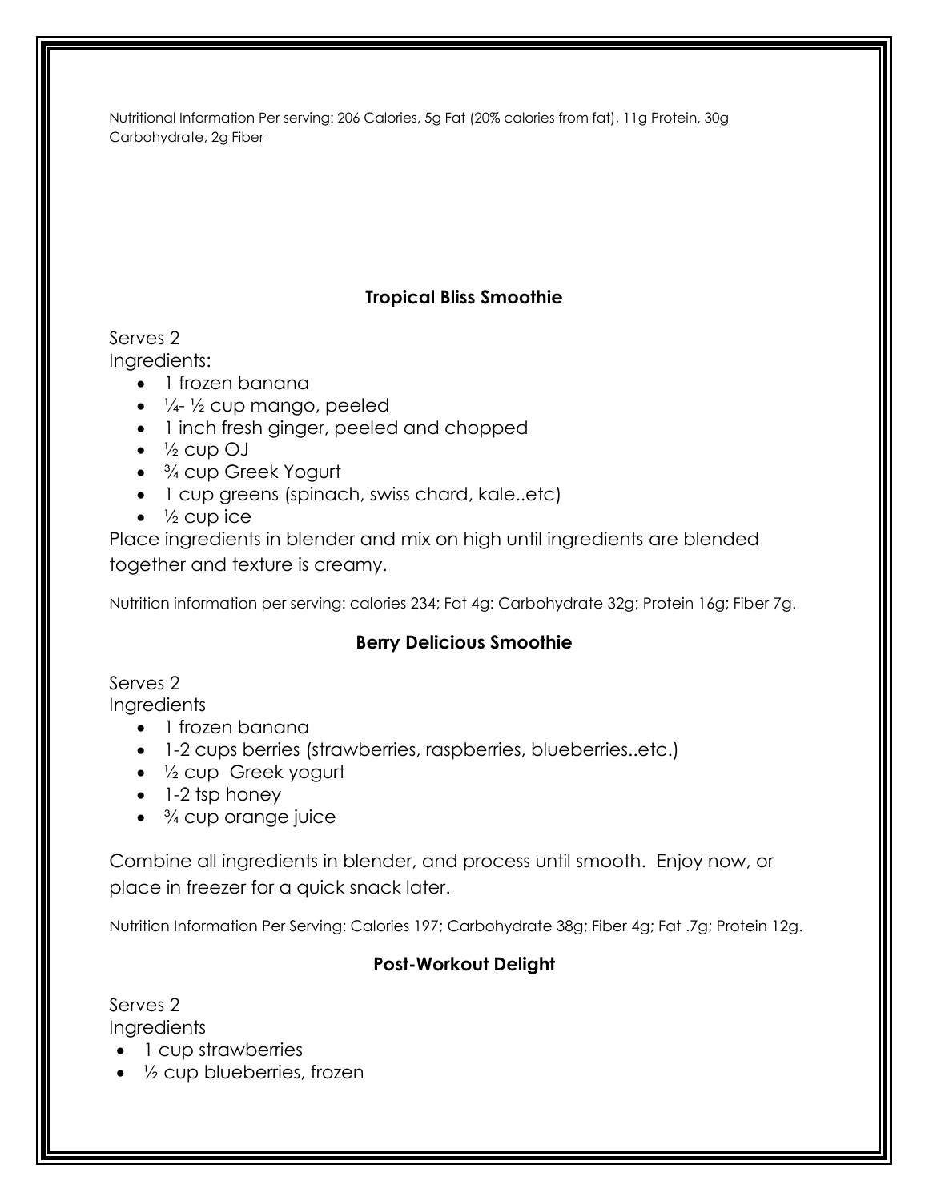Nutritional Information Per serving: 206 Calories, 5g Fat (20% calories from fat), 11g Protein, 30g Carbohydrate, 2g Fiber

### Tropical Bliss Smoothie

Serves 2

Ingredients:

- 1 frozen banana
- ¼- ½ cup mango, peeled
- 1 inch fresh ginger, peeled and chopped
- ½ cup OJ
- ¾ cup Greek Yogurt
- 1 cup greens (spinach, swiss chard, kale..etc)
- ½ cup ice

Place ingredients in blender and mix on high until ingredients are blended together and texture is creamy.

Nutrition information per serving: calories 234; Fat 4g: Carbohydrate 32g; Protein 16g; Fiber 7g.

### Berry Delicious Smoothie

Serves 2

Ingredients

- 1 frozen banana
- 1-2 cups berries (strawberries, raspberries, blueberries..etc.)
- ½ cup Greek yogurt
- 1-2 tsp honey
- ¾ cup orange juice

Combine all ingredients in blender, and process until smooth. Enjoy now, or place in freezer for a quick snack later.

Nutrition Information Per Serving: Calories 197; Carbohydrate 38g; Fiber 4g; Fat .7g; Protein 12g.

### Post-Workout Delight

Serves 2

Ingredients

- 1 cup strawberries
- ½ cup blueberries, frozen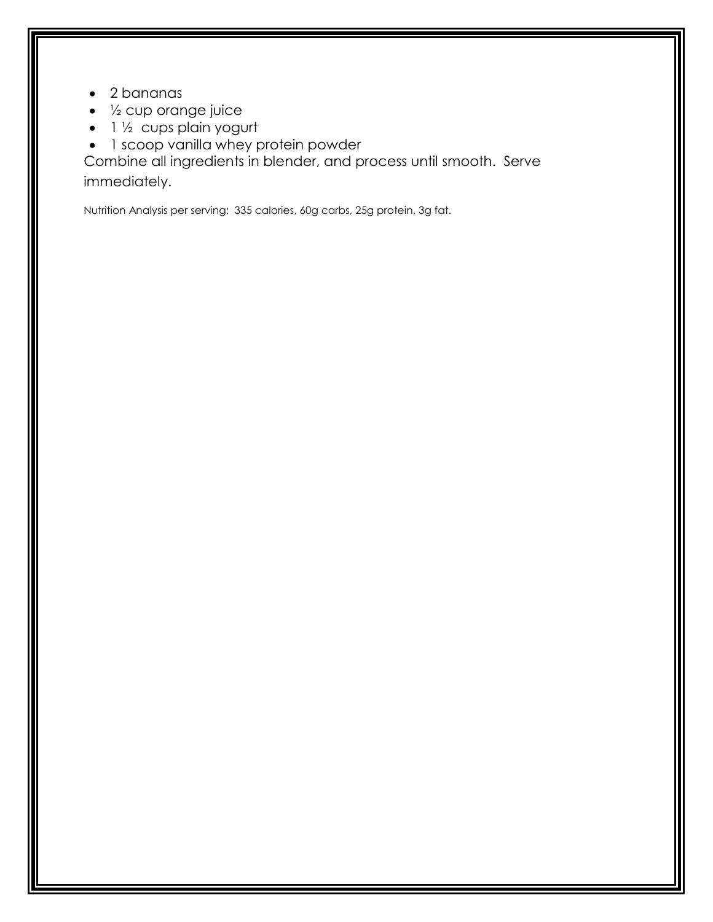- 2 bananas
- ½ cup orange juice
- 1 ½ cups plain yogurt
- 1 scoop vanilla whey protein powder

Combine all ingredients in blender, and process until smooth. Serve immediately.

Nutrition Analysis per serving: 335 calories, 60g carbs, 25g protein, 3g fat.